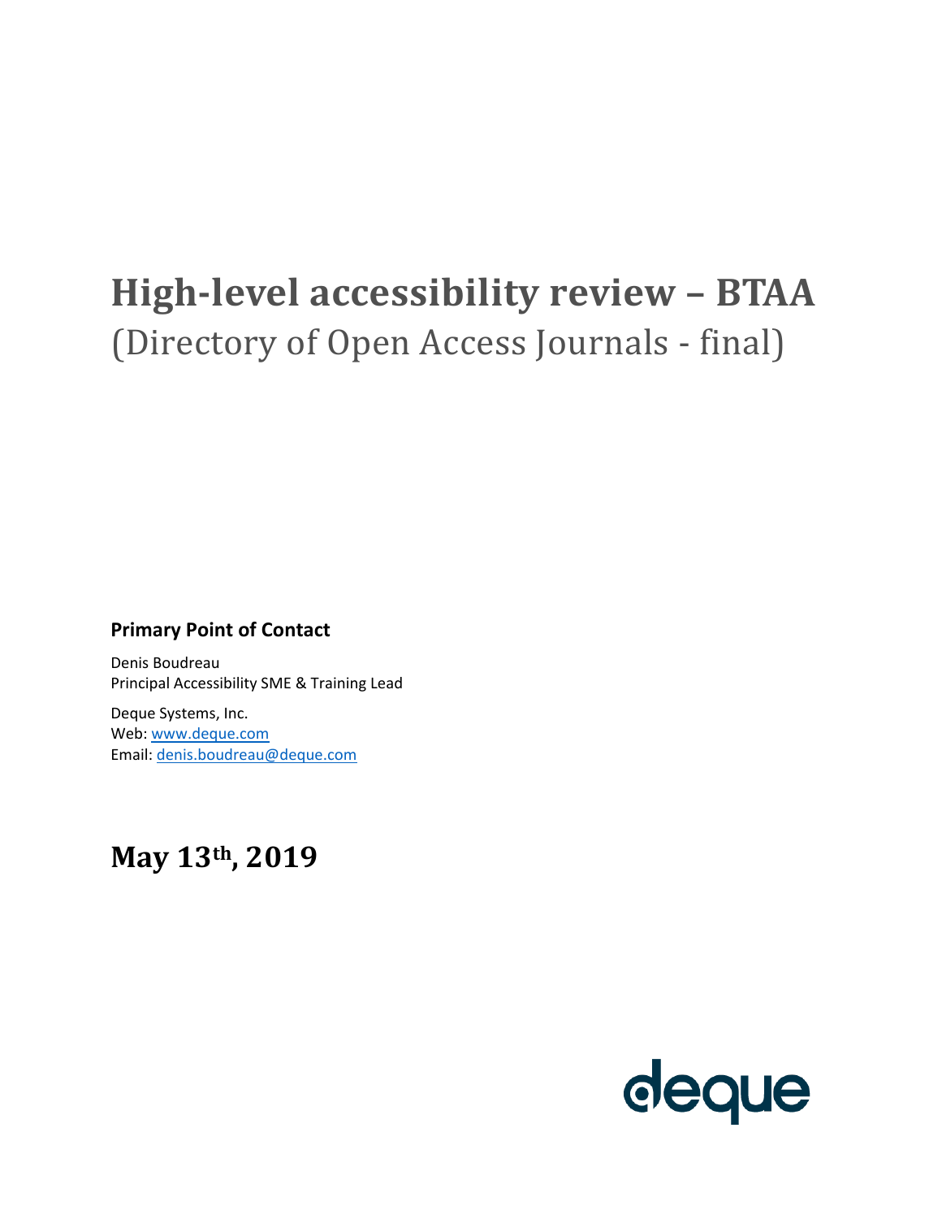# High-level accessibility review – BTAA

(Directory of Open Access Journals - final)

**Primary Point of Contact**

Denis Boudreau
Principal Accessibility SME & Training Lead

Deque Systems, Inc.
Web: [www.deque.com](http://www.deque.com)
Email: [denis.boudreau@deque.com](mailto:denis.boudreau@deque.com)

## May 13th, 2019

deque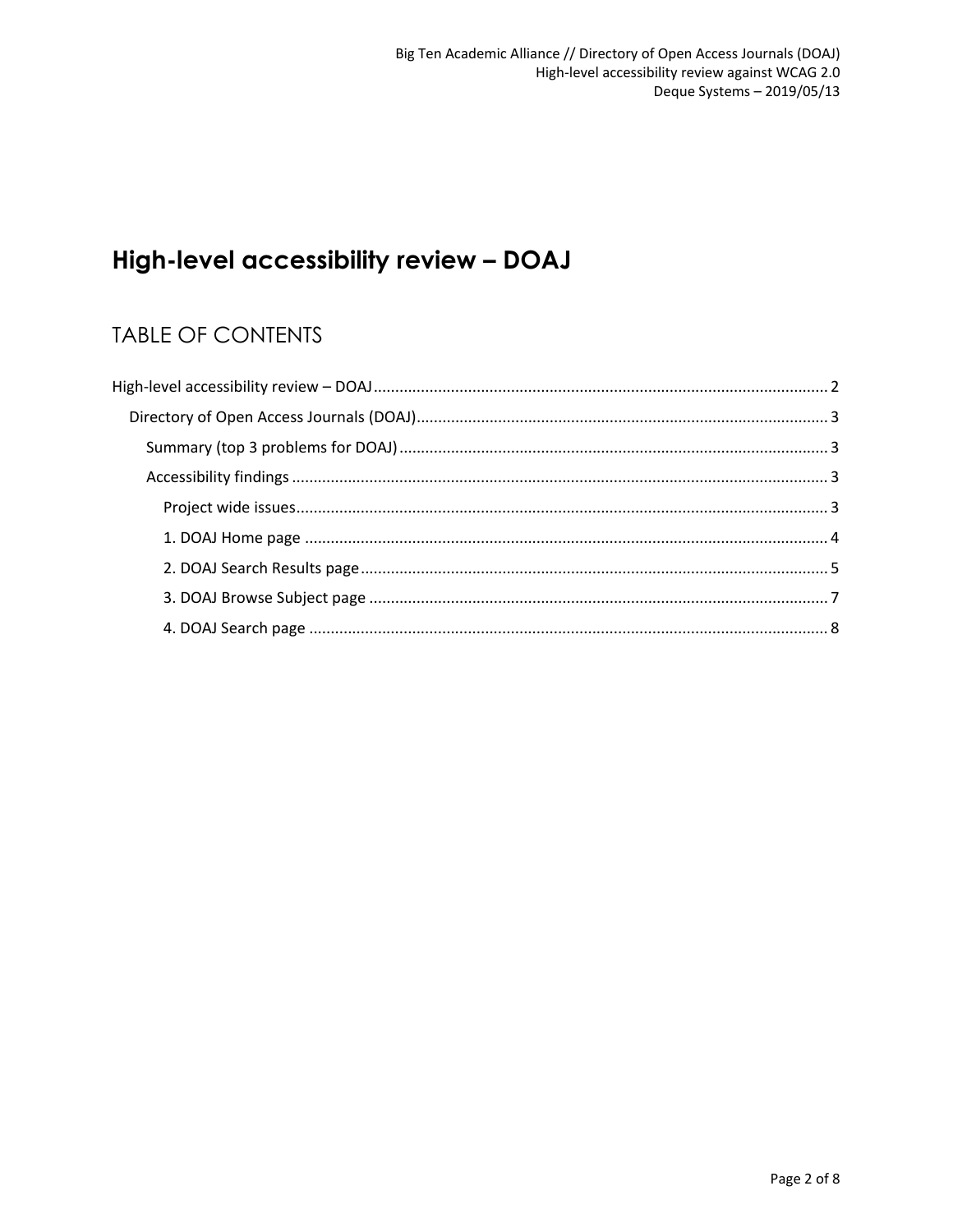# High-level accessibility review – DOAJ

## TABLE OF CONTENTS

- High-level accessibility review – DOAJ ........ 2
  - Directory of Open Access Journals (DOAJ) ........ 3
    - Summary (top 3 problems for DOAJ) ........ 3
    - Accessibility findings ........ 3
      - Project wide issues ........ 3
      - 1. DOAJ Home page ........ 4
      - 2. DOAJ Search Results page ........ 5
      - 3. DOAJ Browse Subject page ........ 7
      - 4. DOAJ Search page ........ 8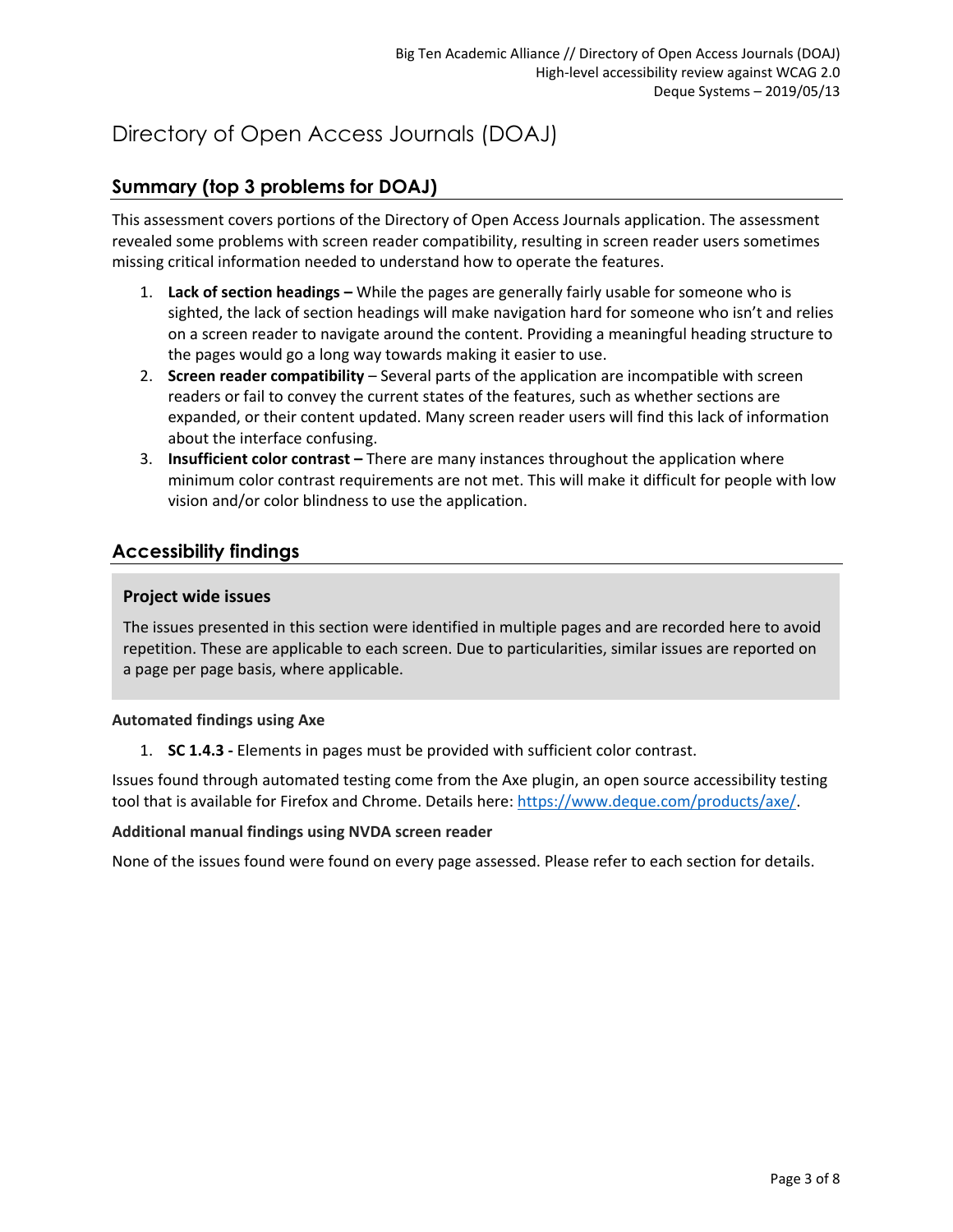# Directory of Open Access Journals (DOAJ)

## Summary (top 3 problems for DOAJ)

This assessment covers portions of the Directory of Open Access Journals application. The assessment revealed some problems with screen reader compatibility, resulting in screen reader users sometimes missing critical information needed to understand how to operate the features.

1. **Lack of section headings –** While the pages are generally fairly usable for someone who is sighted, the lack of section headings will make navigation hard for someone who isn't and relies on a screen reader to navigate around the content. Providing a meaningful heading structure to the pages would go a long way towards making it easier to use.
2. **Screen reader compatibility** – Several parts of the application are incompatible with screen readers or fail to convey the current states of the features, such as whether sections are expanded, or their content updated. Many screen reader users will find this lack of information about the interface confusing.
3. **Insufficient color contrast –** There are many instances throughout the application where minimum color contrast requirements are not met. This will make it difficult for people with low vision and/or color blindness to use the application.

## Accessibility findings

### Project wide issues

The issues presented in this section were identified in multiple pages and are recorded here to avoid repetition. These are applicable to each screen. Due to particularities, similar issues are reported on a page per page basis, where applicable.

#### Automated findings using Axe

1. **SC 1.4.3 -** Elements in pages must be provided with sufficient color contrast.

Issues found through automated testing come from the Axe plugin, an open source accessibility testing tool that is available for Firefox and Chrome. Details here: https://www.deque.com/products/axe/.

#### Additional manual findings using NVDA screen reader

None of the issues found were found on every page assessed. Please refer to each section for details.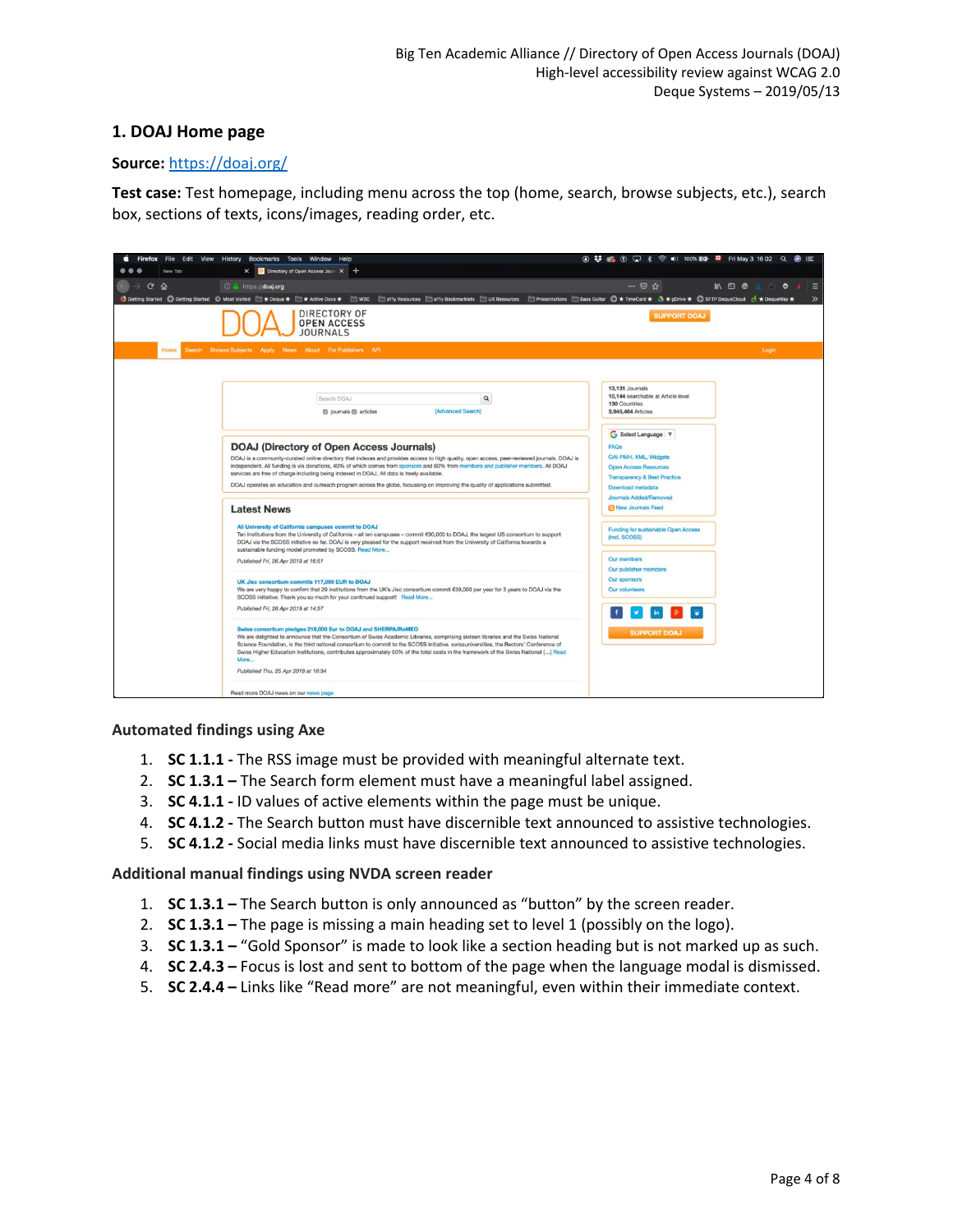## 1. DOAJ Home page

**Source:** https://doaj.org/

**Test case:** Test homepage, including menu across the top (home, search, browse subjects, etc.), search box, sections of texts, icons/images, reading order, etc.

### Automated findings using Axe

1. **SC 1.1.1 -** The RSS image must be provided with meaningful alternate text.
2. **SC 1.3.1 –** The Search form element must have a meaningful label assigned.
3. **SC 4.1.1 -** ID values of active elements within the page must be unique.
4. **SC 4.1.2 -** The Search button must have discernible text announced to assistive technologies.
5. **SC 4.1.2 -** Social media links must have discernible text announced to assistive technologies.

### Additional manual findings using NVDA screen reader

1. **SC 1.3.1 –** The Search button is only announced as “button” by the screen reader.
2. **SC 1.3.1 –** The page is missing a main heading set to level 1 (possibly on the logo).
3. **SC 1.3.1 –** “Gold Sponsor” is made to look like a section heading but is not marked up as such.
4. **SC 2.4.3 –** Focus is lost and sent to bottom of the page when the language modal is dismissed.
5. **SC 2.4.4 –** Links like “Read more” are not meaningful, even within their immediate context.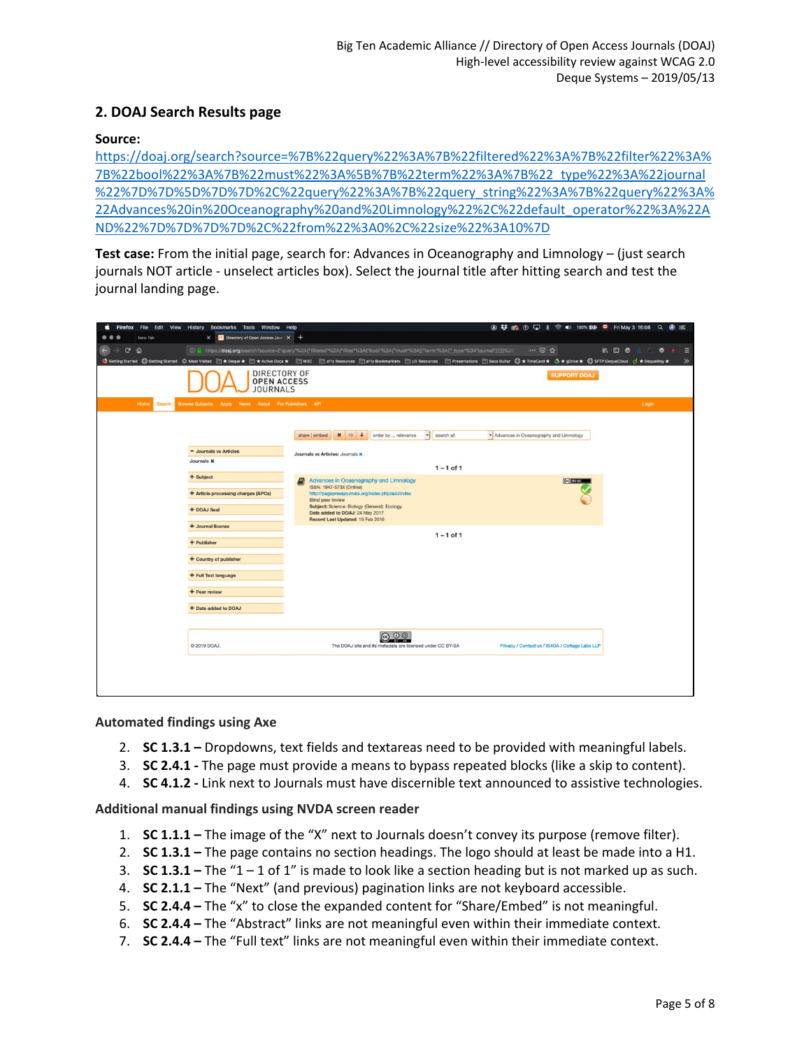## 2. DOAJ Search Results page

**Source:**
https://doaj.org/search?source=%7B%22query%22%3A%7B%22filtered%22%3A%7B%22filter%22%3A%7B%22bool%22%3A%7B%22must%22%3A%5B%7B%22term%22%3A%7B%22_type%22%3A%22journal%22%7D%7D%5D%7D%7D%2C%22query%22%3A%7B%22query_string%22%3A%7B%22query%22%3A%22Advances%20in%20Oceanography%20and%20Limnology%22%2C%22default_operator%22%3A%22AND%22%7D%7D%7D%7D%2C%22from%22%3A0%2C%22size%22%3A10%7D

**Test case:** From the initial page, search for: Advances in Oceanography and Limnology – (just search journals NOT article - unselect articles box). Select the journal title after hitting search and test the journal landing page.

### Automated findings using Axe

2. **SC 1.3.1 –** Dropdowns, text fields and textareas need to be provided with meaningful labels.
3. **SC 2.4.1 -** The page must provide a means to bypass repeated blocks (like a skip to content).
4. **SC 4.1.2 -** Link next to Journals must have discernible text announced to assistive technologies.

### Additional manual findings using NVDA screen reader

1. **SC 1.1.1 –** The image of the "X" next to Journals doesn't convey its purpose (remove filter).
2. **SC 1.3.1 –** The page contains no section headings. The logo should at least be made into a H1.
3. **SC 1.3.1 –** The "1 – 1 of 1" is made to look like a section heading but is not marked up as such.
4. **SC 2.1.1 –** The "Next" (and previous) pagination links are not keyboard accessible.
5. **SC 2.4.4 –** The "x" to close the expanded content for "Share/Embed" is not meaningful.
6. **SC 2.4.4 –** The "Abstract" links are not meaningful even within their immediate context.
7. **SC 2.4.4 –** The "Full text" links are not meaningful even within their immediate context.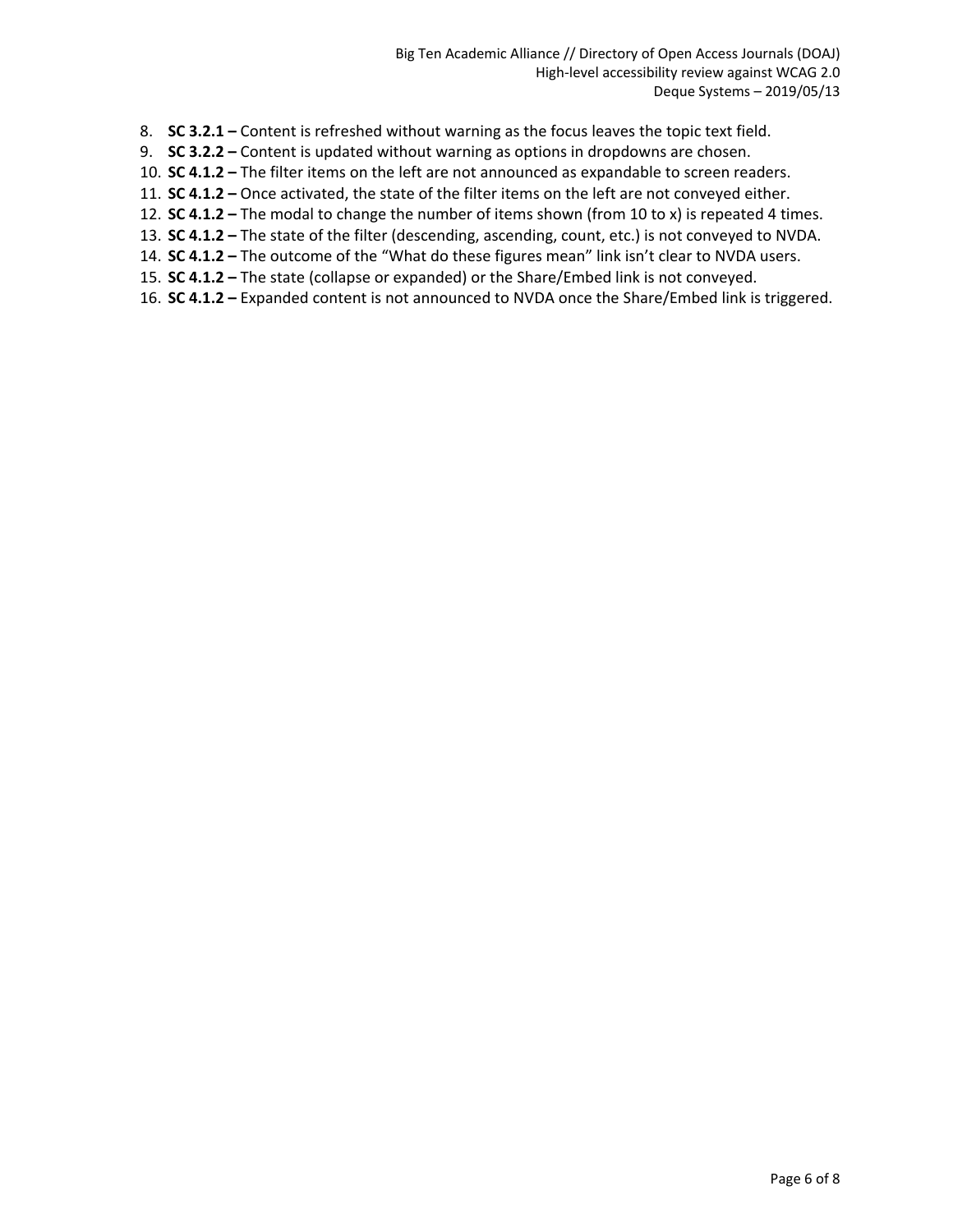8. **SC 3.2.1 –** Content is refreshed without warning as the focus leaves the topic text field.
9. **SC 3.2.2 –** Content is updated without warning as options in dropdowns are chosen.
10. **SC 4.1.2 –** The filter items on the left are not announced as expandable to screen readers.
11. **SC 4.1.2 –** Once activated, the state of the filter items on the left are not conveyed either.
12. **SC 4.1.2 –** The modal to change the number of items shown (from 10 to x) is repeated 4 times.
13. **SC 4.1.2 –** The state of the filter (descending, ascending, count, etc.) is not conveyed to NVDA.
14. **SC 4.1.2 –** The outcome of the "What do these figures mean" link isn't clear to NVDA users.
15. **SC 4.1.2 –** The state (collapse or expanded) or the Share/Embed link is not conveyed.
16. **SC 4.1.2 –** Expanded content is not announced to NVDA once the Share/Embed link is triggered.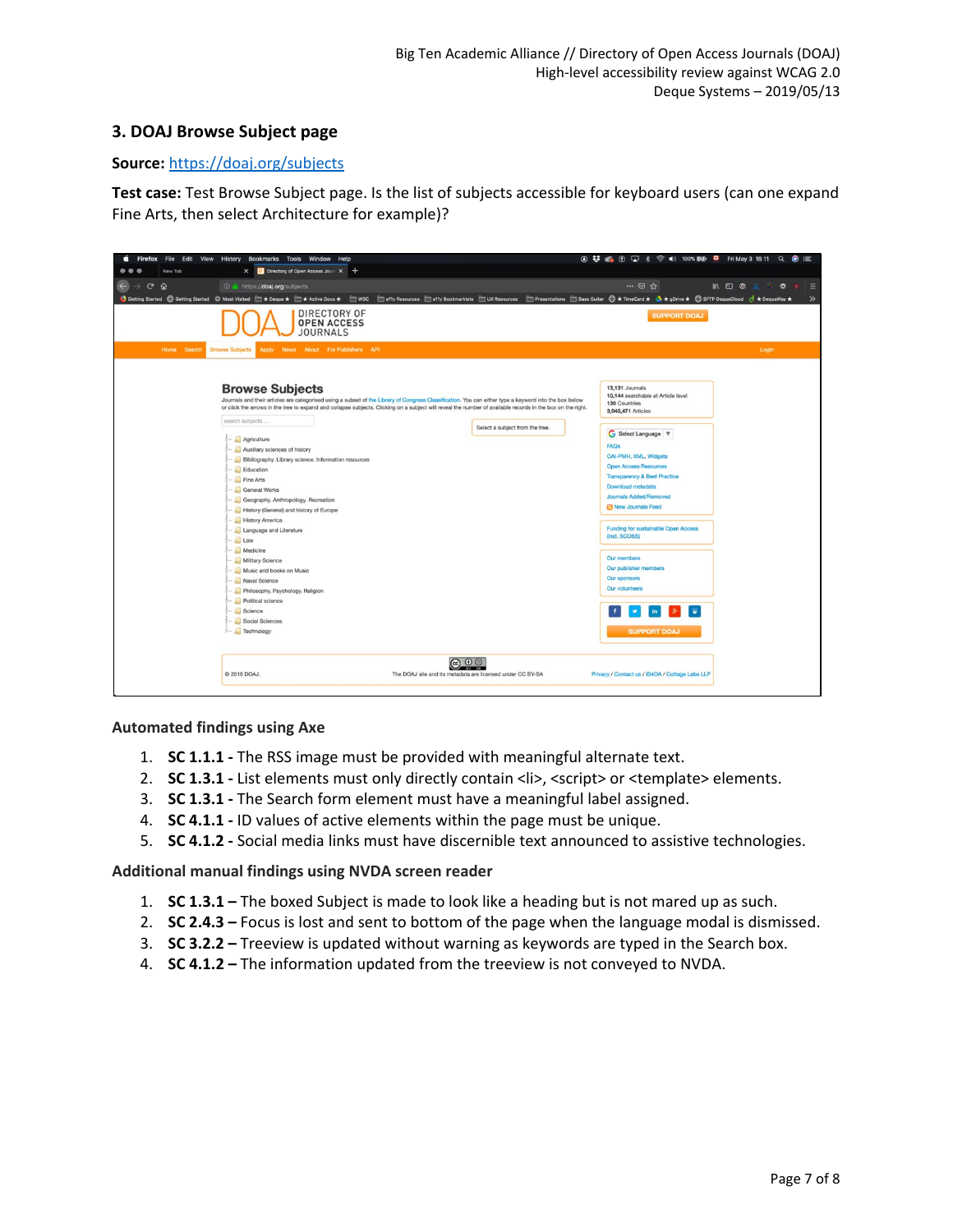## 3. DOAJ Browse Subject page

**Source:** https://doaj.org/subjects

**Test case:** Test Browse Subject page. Is the list of subjects accessible for keyboard users (can one expand Fine Arts, then select Architecture for example)?

### Automated findings using Axe

1. **SC 1.1.1 -** The RSS image must be provided with meaningful alternate text.
2. **SC 1.3.1 -** List elements must only directly contain <li>, <script> or <template> elements.
3. **SC 1.3.1 -** The Search form element must have a meaningful label assigned.
4. **SC 4.1.1 -** ID values of active elements within the page must be unique.
5. **SC 4.1.2 -** Social media links must have discernible text announced to assistive technologies.

### Additional manual findings using NVDA screen reader

1. **SC 1.3.1 –** The boxed Subject is made to look like a heading but is not mared up as such.
2. **SC 2.4.3 –** Focus is lost and sent to bottom of the page when the language modal is dismissed.
3. **SC 3.2.2 –** Treeview is updated without warning as keywords are typed in the Search box.
4. **SC 4.1.2 –** The information updated from the treeview is not conveyed to NVDA.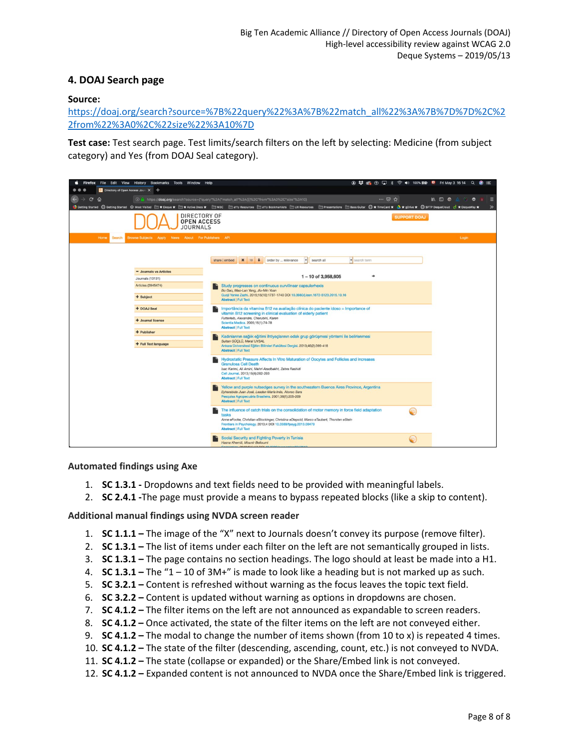## 4. DOAJ Search page

**Source:** [https://doaj.org/search?source=%7B%22query%22%3A%7B%22match_all%22%3A%7B%7D%7D%2C%22from%22%3A0%2C%22size%22%3A10%7D](https://doaj.org/search?source=%7B%22query%22%3A%7B%22match_all%22%3A%7B%7D%7D%2C%22from%22%3A0%2C%22size%22%3A10%7D)

**Test case:** Test search page. Test limits/search filters on the left by selecting: Medicine (from subject category) and Yes (from DOAJ Seal category).

### Automated findings using Axe

1. **SC 1.3.1 -** Dropdowns and text fields need to be provided with meaningful labels.
2. **SC 2.4.1 -**The page must provide a means to bypass repeated blocks (like a skip to content).

### Additional manual findings using NVDA screen reader

1. **SC 1.1.1 –** The image of the "X" next to Journals doesn't convey its purpose (remove filter).
2. **SC 1.3.1 –** The list of items under each filter on the left are not semantically grouped in lists.
3. **SC 1.3.1 –** The page contains no section headings. The logo should at least be made into a H1.
4. **SC 1.3.1 –** The "1 – 10 of 3M+" is made to look like a heading but is not marked up as such.
5. **SC 3.2.1 –** Content is refreshed without warning as the focus leaves the topic text field.
6. **SC 3.2.2 –** Content is updated without warning as options in dropdowns are chosen.
7. **SC 4.1.2 –** The filter items on the left are not announced as expandable to screen readers.
8. **SC 4.1.2 –** Once activated, the state of the filter items on the left are not conveyed either.
9. **SC 4.1.2 –** The modal to change the number of items shown (from 10 to x) is repeated 4 times.
10. **SC 4.1.2 –** The state of the filter (descending, ascending, count, etc.) is not conveyed to NVDA.
11. **SC 4.1.2 –** The state (collapse or expanded) or the Share/Embed link is not conveyed.
12. **SC 4.1.2 –** Expanded content is not announced to NVDA once the Share/Embed link is triggered.